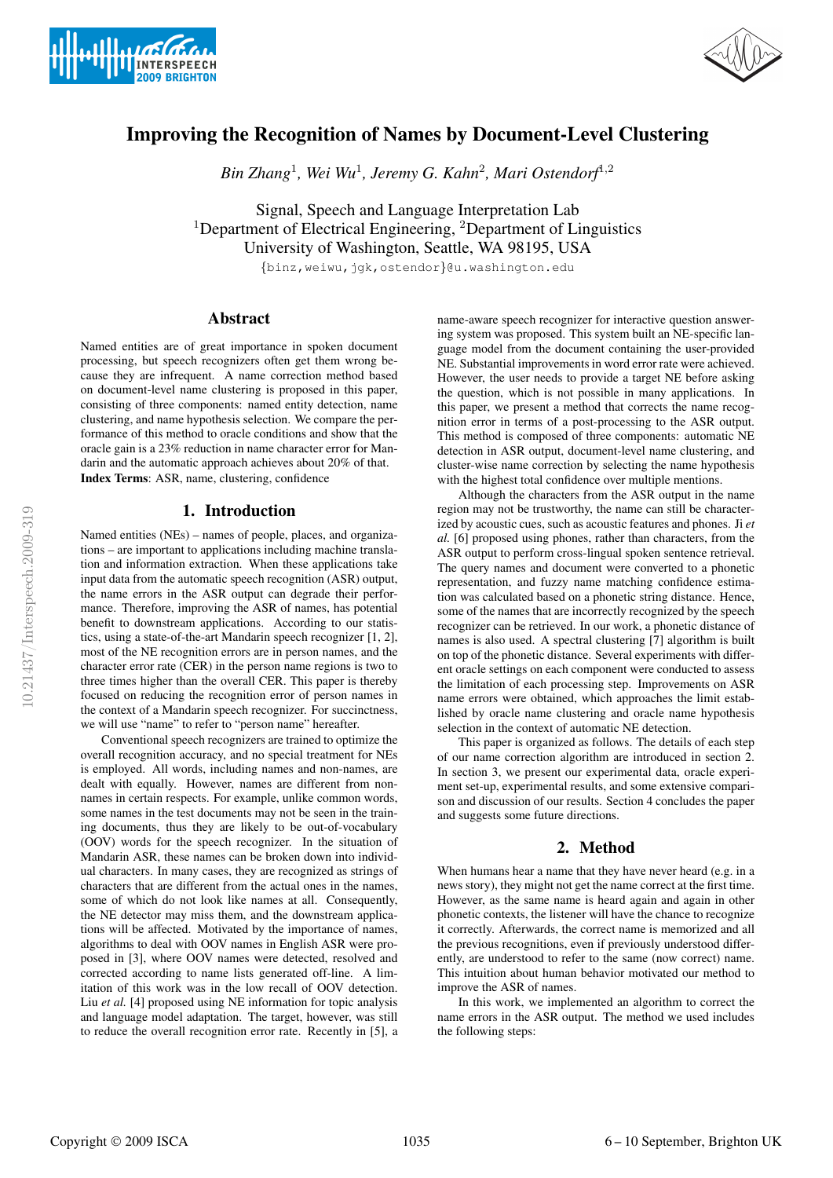# Improving the Recognition of Names by Document-Level Clustering

*Bin Zhang*[1], *Wei Wu*[1], *Jeremy G. Kahn*[2], *Mari Ostendorf*[1,2]

Signal, Speech and Language Interpretation Lab
[1]Department of Electrical Engineering, [2]Department of Linguistics
University of Washington, Seattle, WA 98195, USA

{binz,weiwu,jgk,ostendor}@u.washington.edu

## Abstract

Named entities are of great importance in spoken document processing, but speech recognizers often get them wrong because they are infrequent. A name correction method based on document-level name clustering is proposed in this paper, consisting of three components: named entity detection, name clustering, and name hypothesis selection. We compare the performance of this method to oracle conditions and show that the oracle gain is a 23% reduction in name character error for Mandarin and the automatic approach achieves about 20% of that.

**Index Terms**: ASR, name, clustering, confidence

## 1. Introduction

Named entities (NEs) – names of people, places, and organizations – are important to applications including machine translation and information extraction. When these applications take input data from the automatic speech recognition (ASR) output, the name errors in the ASR output can degrade their performance. Therefore, improving the ASR of names, has potential benefit to downstream applications. According to our statistics, using a state-of-the-art Mandarin speech recognizer [1, 2], most of the NE recognition errors are in person names, and the character error rate (CER) in the person name regions is two to three times higher than the overall CER. This paper is thereby focused on reducing the recognition error of person names in the context of a Mandarin speech recognizer. For succinctness, we will use "name" to refer to "person name" hereafter.

Conventional speech recognizers are trained to optimize the overall recognition accuracy, and no special treatment for NEs is employed. All words, including names and non-names, are dealt with equally. However, names are different from non-names in certain respects. For example, unlike common words, some names in the test documents may not be seen in the training documents, thus they are likely to be out-of-vocabulary (OOV) words for the speech recognizer. In the situation of Mandarin ASR, these names can be broken down into individual characters. In many cases, they are recognized as strings of characters that are different from the actual ones in the names, some of which do not look like names at all. Consequently, the NE detector may miss them, and the downstream applications will be affected. Motivated by the importance of names, algorithms to deal with OOV names in English ASR were proposed in [3], where OOV names were detected, resolved and corrected according to name lists generated off-line. A limitation of this work was in the low recall of OOV detection. Liu *et al.* [4] proposed using NE information for topic analysis and language model adaptation. The target, however, was still to reduce the overall recognition error rate. Recently in [5], a name-aware speech recognizer for interactive question answering system was proposed. This system built an NE-specific language model from the document containing the user-provided NE. Substantial improvements in word error rate were achieved. However, the user needs to provide a target NE before asking the question, which is not possible in many applications. In this paper, we present a method that corrects the name recognition error in terms of a post-processing to the ASR output. This method is composed of three components: automatic NE detection in ASR output, document-level name clustering, and cluster-wise name correction by selecting the name hypothesis with the highest total confidence over multiple mentions.

Although the characters from the ASR output in the name region may not be trustworthy, the name can still be characterized by acoustic cues, such as acoustic features and phones. Ji *et al.* [6] proposed using phones, rather than characters, from the ASR output to perform cross-lingual spoken sentence retrieval. The query names and document were converted to a phonetic representation, and fuzzy name matching confidence estimation was calculated based on a phonetic string distance. Hence, some of the names that are incorrectly recognized by the speech recognizer can be retrieved. In our work, a phonetic distance of names is also used. A spectral clustering [7] algorithm is built on top of the phonetic distance. Several experiments with different oracle settings on each component were conducted to assess the limitation of each processing step. Improvements on ASR name errors were obtained, which approaches the limit established by oracle name clustering and oracle name hypothesis selection in the context of automatic NE detection.

This paper is organized as follows. The details of each step of our name correction algorithm are introduced in section 2. In section 3, we present our experimental data, oracle experiment set-up, experimental results, and some extensive comparison and discussion of our results. Section 4 concludes the paper and suggests some future directions.

## 2. Method

When humans hear a name that they have never heard (e.g. in a news story), they might not get the name correct at the first time. However, as the same name is heard again and again in other phonetic contexts, the listener will have the chance to recognize it correctly. Afterwards, the correct name is memorized and all the previous recognitions, even if previously understood differently, are understood to refer to the same (now correct) name. This intuition about human behavior motivated our method to improve the ASR of names.

In this work, we implemented an algorithm to correct the name errors in the ASR output. The method we used includes the following steps: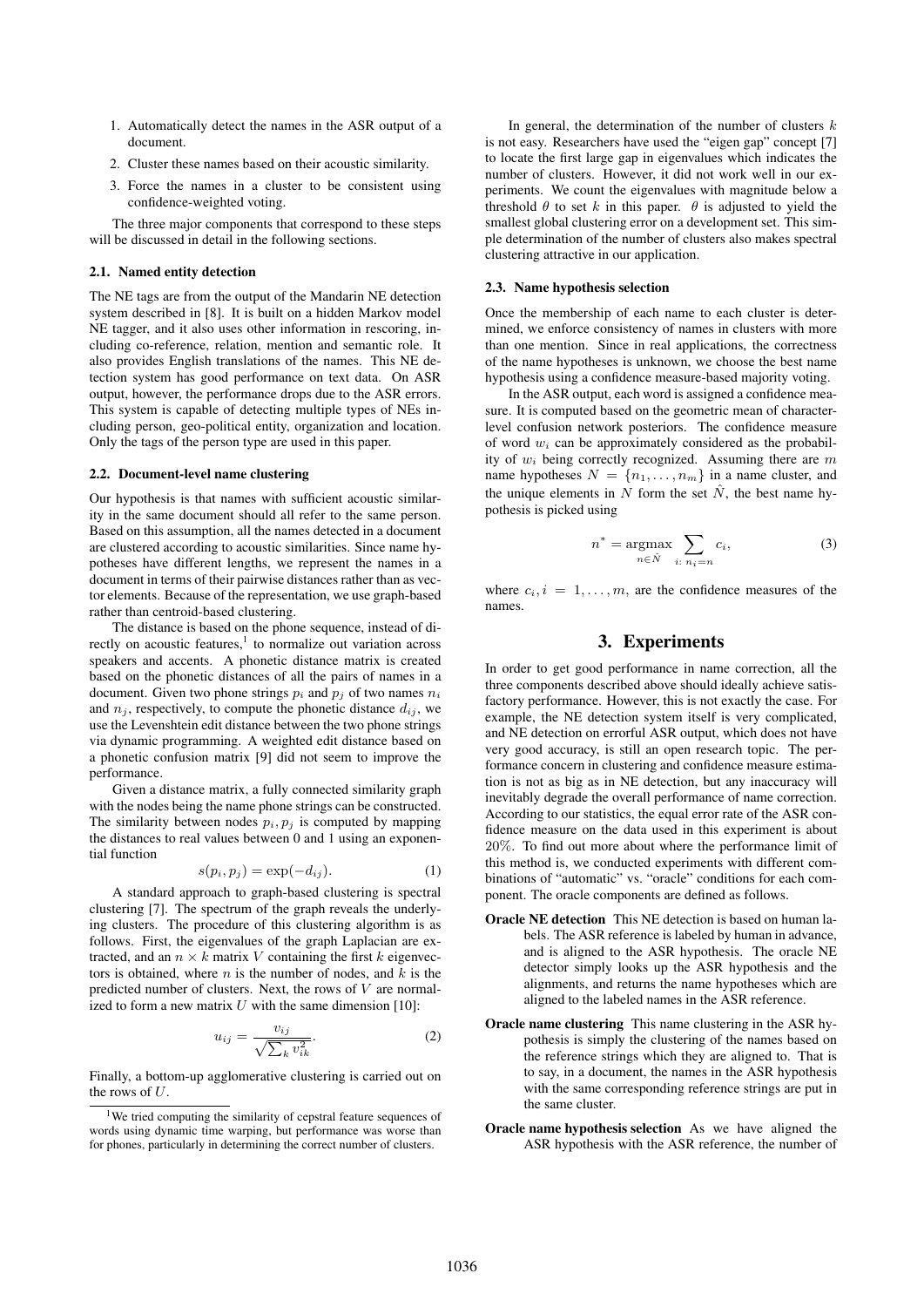1. Automatically detect the names in the ASR output of a document.
2. Cluster these names based on their acoustic similarity.
3. Force the names in a cluster to be consistent using confidence-weighted voting.

The three major components that correspond to these steps will be discussed in detail in the following sections.

### 2.1. Named entity detection

The NE tags are from the output of the Mandarin NE detection system described in [8]. It is built on a hidden Markov model NE tagger, and it also uses other information in rescoring, including co-reference, relation, mention and semantic role. It also provides English translations of the names. This NE detection system has good performance on text data. On ASR output, however, the performance drops due to the ASR errors. This system is capable of detecting multiple types of NEs including person, geo-political entity, organization and location. Only the tags of the person type are used in this paper.

### 2.2. Document-level name clustering

Our hypothesis is that names with sufficient acoustic similarity in the same document should all refer to the same person. Based on this assumption, all the names detected in a document are clustered according to acoustic similarities. Since name hypotheses have different lengths, we represent the names in a document in terms of their pairwise distances rather than as vector elements. Because of the representation, we use graph-based rather than centroid-based clustering.

The distance is based on the phone sequence, instead of directly on acoustic features,[1] to normalize out variation across speakers and accents. A phonetic distance matrix is created based on the phonetic distances of all the pairs of names in a document. Given two phone strings $p_i$ and $p_j$ of two names $n_i$ and $n_j$, respectively, to compute the phonetic distance $d_{ij}$, we use the Levenshtein edit distance between the two phone strings via dynamic programming. A weighted edit distance based on a phonetic confusion matrix [9] did not seem to improve the performance.

Given a distance matrix, a fully connected similarity graph with the nodes being the name phone strings can be constructed. The similarity between nodes $p_i, p_j$ is computed by mapping the distances to real values between 0 and 1 using an exponential function

$$s(p_i, p_j) = \exp(-d_{ij}). \tag{1}$$

A standard approach to graph-based clustering is spectral clustering [7]. The spectrum of the graph reveals the underlying clusters. The procedure of this clustering algorithm is as follows. First, the eigenvalues of the graph Laplacian are extracted, and an $n \times k$ matrix $V$ containing the first $k$ eigenvectors is obtained, where $n$ is the number of nodes, and $k$ is the predicted number of clusters. Next, the rows of $V$ are normalized to form a new matrix $U$ with the same dimension [10]:

$$u_{ij} = \frac{v_{ij}}{\sqrt{\sum_k v_{ik}^2}}. \tag{2}$$

Finally, a bottom-up agglomerative clustering is carried out on the rows of $U$.

[1] We tried computing the similarity of cepstral feature sequences of words using dynamic time warping, but performance was worse than for phones, particularly in determining the correct number of clusters.

In general, the determination of the number of clusters $k$ is not easy. Researchers have used the "eigen gap" concept [7] to locate the first large gap in eigenvalues which indicates the number of clusters. However, it did not work well in our experiments. We count the eigenvalues with magnitude below a threshold $\theta$ to set $k$ in this paper. $\theta$ is adjusted to yield the smallest global clustering error on a development set. This simple determination of the number of clusters also makes spectral clustering attractive in our application.

### 2.3. Name hypothesis selection

Once the membership of each name to each cluster is determined, we enforce consistency of names in clusters with more than one mention. Since in real applications, the correctness of the name hypotheses is unknown, we choose the best name hypothesis using a confidence measure-based majority voting.

In the ASR output, each word is assigned a confidence measure. It is computed based on the geometric mean of character-level confusion network posteriors. The confidence measure of word $w_i$ can be approximately considered as the probability of $w_i$ being correctly recognized. Assuming there are $m$ name hypotheses $N = \{n_1, \ldots, n_m\}$ in a name cluster, and the unique elements in $N$ form the set $\hat{N}$, the best name hypothesis is picked using

$$n^* = \operatorname*{argmax}_{n \in \hat{N}} \sum_{i:\, n_i = n} c_i, \tag{3}$$

where $c_i, i = 1, \ldots, m$, are the confidence measures of the names.

## 3. Experiments

In order to get good performance in name correction, all the three components described above should ideally achieve satisfactory performance. However, this is not exactly the case. For example, the NE detection system itself is very complicated, and NE detection on errorful ASR output, which does not have very good accuracy, is still an open research topic. The performance concern in clustering and confidence measure estimation is not as big as in NE detection, but any inaccuracy will inevitably degrade the overall performance of name correction. According to our statistics, the equal error rate of the ASR confidence measure on the data used in this experiment is about 20%. To find out more about where the performance limit of this method is, we conducted experiments with different combinations of "automatic" vs. "oracle" conditions for each component. The oracle components are defined as follows.

**Oracle NE detection** This NE detection is based on human labels. The ASR reference is labeled by human in advance, and is aligned to the ASR hypothesis. The oracle NE detector simply looks up the ASR hypothesis and the alignments, and returns the name hypotheses which are aligned to the labeled names in the ASR reference.

**Oracle name clustering** This name clustering in the ASR hypothesis is simply the clustering of the names based on the reference strings which they are aligned to. That is to say, in a document, the names in the ASR hypothesis with the same corresponding reference strings are put in the same cluster.

**Oracle name hypothesis selection** As we have aligned the ASR hypothesis with the ASR reference, the number of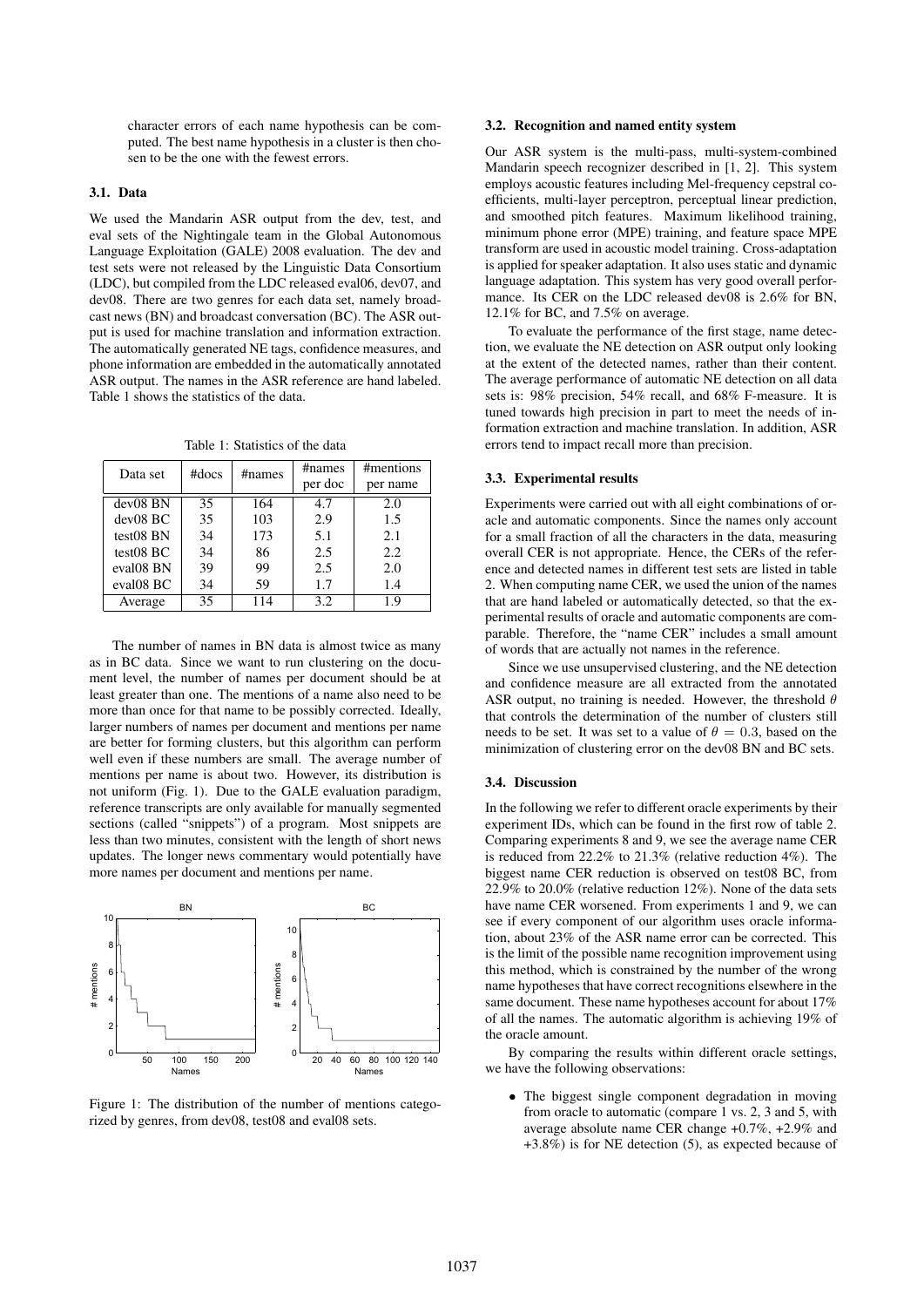character errors of each name hypothesis can be computed. The best name hypothesis in a cluster is then chosen to be the one with the fewest errors.

### 3.1. Data

We used the Mandarin ASR output from the dev, test, and eval sets of the Nightingale team in the Global Autonomous Language Exploitation (GALE) 2008 evaluation. The dev and test sets were not released by the Linguistic Data Consortium (LDC), but compiled from the LDC released eval06, dev07, and dev08. There are two genres for each data set, namely broadcast news (BN) and broadcast conversation (BC). The ASR output is used for machine translation and information extraction. The automatically generated NE tags, confidence measures, and phone information are embedded in the automatically annotated ASR output. The names in the ASR reference are hand labeled. Table 1 shows the statistics of the data.

Table 1: Statistics of the data

| Data set | #docs | #names | #names per doc | #mentions per name |
|---|---|---|---|---|
| dev08 BN | 35 | 164 | 4.7 | 2.0 |
| dev08 BC | 35 | 103 | 2.9 | 1.5 |
| test08 BN | 34 | 173 | 5.1 | 2.1 |
| test08 BC | 34 | 86 | 2.5 | 2.2 |
| eval08 BN | 39 | 99 | 2.5 | 2.0 |
| eval08 BC | 34 | 59 | 1.7 | 1.4 |
| Average | 35 | 114 | 3.2 | 1.9 |

The number of names in BN data is almost twice as many as in BC data. Since we want to run clustering on the document level, the number of names per document should be at least greater than one. The mentions of a name also need to be more than once for that name to be possibly corrected. Ideally, larger numbers of names per document and mentions per name are better for forming clusters, but this algorithm can perform well even if these numbers are small. The average number of mentions per name is about two. However, its distribution is not uniform (Fig. 1). Due to the GALE evaluation paradigm, reference transcripts are only available for manually segmented sections (called "snippets") of a program. Most snippets are less than two minutes, consistent with the length of short news updates. The longer news commentary would potentially have more names per document and mentions per name.

BN
BC
# mentions
Names

Figure 1: The distribution of the number of mentions categorized by genres, from dev08, test08 and eval08 sets.

### 3.2. Recognition and named entity system

Our ASR system is the multi-pass, multi-system-combined Mandarin speech recognizer described in [1, 2]. This system employs acoustic features including Mel-frequency cepstral coefficients, multi-layer perceptron, perceptual linear prediction, and smoothed pitch features. Maximum likelihood training, minimum phone error (MPE) training, and feature space MPE transform are used in acoustic model training. Cross-adaptation is applied for speaker adaptation. It also uses static and dynamic language adaptation. This system has very good overall performance. Its CER on the LDC released dev08 is 2.6% for BN, 12.1% for BC, and 7.5% on average.

To evaluate the performance of the first stage, name detection, we evaluate the NE detection on ASR output only looking at the extent of the detected names, rather than their content. The average performance of automatic NE detection on all data sets is: 98% precision, 54% recall, and 68% F-measure. It is tuned towards high precision in part to meet the needs of information extraction and machine translation. In addition, ASR errors tend to impact recall more than precision.

### 3.3. Experimental results

Experiments were carried out with all eight combinations of oracle and automatic components. Since the names only account for a small fraction of all the characters in the data, measuring overall CER is not appropriate. Hence, the CERs of the reference and detected names in different test sets are listed in table 2. When computing name CER, we used the union of the names that are hand labeled or automatically detected, so that the experimental results of oracle and automatic components are comparable. Therefore, the "name CER" includes a small amount of words that are actually not names in the reference.

Since we use unsupervised clustering, and the NE detection and confidence measure are all extracted from the annotated ASR output, no training is needed. However, the threshold $\theta$ that controls the determination of the number of clusters still needs to be set. It was set to a value of $\theta = 0.3$, based on the minimization of clustering error on the dev08 BN and BC sets.

### 3.4. Discussion

In the following we refer to different oracle experiments by their experiment IDs, which can be found in the first row of table 2. Comparing experiments 8 and 9, we see the average name CER is reduced from 22.2% to 21.3% (relative reduction 4%). The biggest name CER reduction is observed on test08 BC, from 22.9% to 20.0% (relative reduction 12%). None of the data sets have name CER worsened. From experiments 1 and 9, we can see if every component of our algorithm uses oracle information, about 23% of the ASR name error can be corrected. This is the limit of the possible name recognition improvement using this method, which is constrained by the number of the wrong name hypotheses that have correct recognitions elsewhere in the same document. These name hypotheses account for about 17% of all the names. The automatic algorithm is achieving 19% of the oracle amount.

By comparing the results within different oracle settings, we have the following observations:

- The biggest single component degradation in moving from oracle to automatic (compare 1 vs. 2, 3 and 5, with average absolute name CER change +0.7%, +2.9% and +3.8%) is for NE detection (5), as expected because of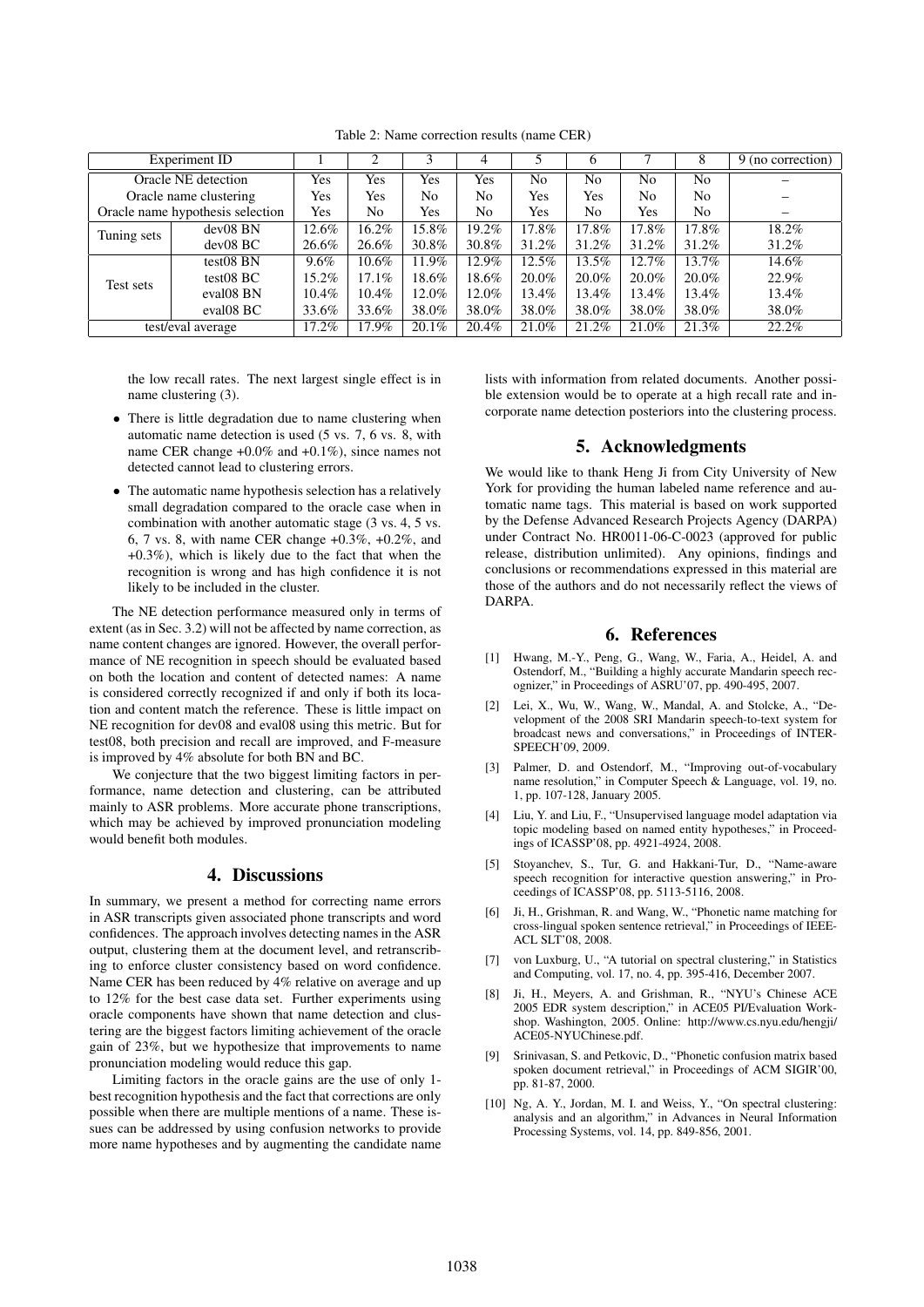Table 2: Name correction results (name CER)

| Experiment ID | | 1 | 2 | 3 | 4 | 5 | 6 | 7 | 8 | 9 (no correction) |
|---|---|---|---|---|---|---|---|---|---|---|
| Oracle NE detection | | Yes | Yes | Yes | Yes | No | No | No | No | – |
| Oracle name clustering | | Yes | Yes | No | No | Yes | Yes | No | No | – |
| Oracle name hypothesis selection | | Yes | No | Yes | No | Yes | No | Yes | No | – |
| Tuning sets | dev08 BN | 12.6% | 16.2% | 15.8% | 19.2% | 17.8% | 17.8% | 17.8% | 17.8% | 18.2% |
| | dev08 BC | 26.6% | 26.6% | 30.8% | 30.8% | 31.2% | 31.2% | 31.2% | 31.2% | 31.2% |
| Test sets | test08 BN | 9.6% | 10.6% | 11.9% | 12.9% | 12.5% | 13.5% | 12.7% | 13.7% | 14.6% |
| | test08 BC | 15.2% | 17.1% | 18.6% | 18.6% | 20.0% | 20.0% | 20.0% | 20.0% | 22.9% |
| | eval08 BN | 10.4% | 10.4% | 12.0% | 12.0% | 13.4% | 13.4% | 13.4% | 13.4% | 13.4% |
| | eval08 BC | 33.6% | 33.6% | 38.0% | 38.0% | 38.0% | 38.0% | 38.0% | 38.0% | 38.0% |
| test/eval average | | 17.2% | 17.9% | 20.1% | 20.4% | 21.0% | 21.2% | 21.0% | 21.3% | 22.2% |

the low recall rates. The next largest single effect is in name clustering (3).

- There is little degradation due to name clustering when automatic name detection is used (5 vs. 7, 6 vs. 8, with name CER change +0.0% and +0.1%), since names not detected cannot lead to clustering errors.
- The automatic name hypothesis selection has a relatively small degradation compared to the oracle case when in combination with another automatic stage (3 vs. 4, 5 vs. 6, 7 vs. 8, with name CER change +0.3%, +0.2%, and +0.3%), which is likely due to the fact that when the recognition is wrong and has high confidence it is not likely to be included in the cluster.

The NE detection performance measured only in terms of extent (as in Sec. 3.2) will not be affected by name correction, as name content changes are ignored. However, the overall performance of NE recognition in speech should be evaluated based on both the location and content of detected names: A name is considered correctly recognized if and only if both its location and content match the reference. These is little impact on NE recognition for dev08 and eval08 using this metric. But for test08, both precision and recall are improved, and F-measure is improved by 4% absolute for both BN and BC.

We conjecture that the two biggest limiting factors in performance, name detection and clustering, can be attributed mainly to ASR problems. More accurate phone transcriptions, which may be achieved by improved pronunciation modeling would benefit both modules.

## 4. Discussions

In summary, we present a method for correcting name errors in ASR transcripts given associated phone transcripts and word confidences. The approach involves detecting names in the ASR output, clustering them at the document level, and retranscribing to enforce cluster consistency based on word confidence. Name CER has been reduced by 4% relative on average and up to 12% for the best case data set. Further experiments using oracle components have shown that name detection and clustering are the biggest factors limiting achievement of the oracle gain of 23%, but we hypothesize that improvements to name pronunciation modeling would reduce this gap.

Limiting factors in the oracle gains are the use of only 1-best recognition hypothesis and the fact that corrections are only possible when there are multiple mentions of a name. These issues can be addressed by using confusion networks to provide more name hypotheses and by augmenting the candidate name lists with information from related documents. Another possible extension would be to operate at a high recall rate and incorporate name detection posteriors into the clustering process.

## 5. Acknowledgments

We would like to thank Heng Ji from City University of New York for providing the human labeled name reference and automatic name tags. This material is based on work supported by the Defense Advanced Research Projects Agency (DARPA) under Contract No. HR0011-06-C-0023 (approved for public release, distribution unlimited). Any opinions, findings and conclusions or recommendations expressed in this material are those of the authors and do not necessarily reflect the views of DARPA.

## 6. References

[1] Hwang, M.-Y., Peng, G., Wang, W., Faria, A., Heidel, A. and Ostendorf, M., "Building a highly accurate Mandarin speech recognizer," in Proceedings of ASRU'07, pp. 490-495, 2007.

[2] Lei, X., Wu, W., Wang, W., Mandal, A. and Stolcke, A., "Development of the 2008 SRI Mandarin speech-to-text system for broadcast news and conversations," in Proceedings of INTERSPEECH'09, 2009.

[3] Palmer, D. and Ostendorf, M., "Improving out-of-vocabulary name resolution," in Computer Speech & Language, vol. 19, no. 1, pp. 107-128, January 2005.

[4] Liu, Y. and Liu, F., "Unsupervised language model adaptation via topic modeling based on named entity hypotheses," in Proceedings of ICASSP'08, pp. 4921-4924, 2008.

[5] Stoyanchev, S., Tur, G. and Hakkani-Tur, D., "Name-aware speech recognition for interactive question answering," in Proceedings of ICASSP'08, pp. 5113-5116, 2008.

[6] Ji, H., Grishman, R. and Wang, W., "Phonetic name matching for cross-lingual spoken sentence retrieval," in Proceedings of IEEE-ACL SLT'08, 2008.

[7] von Luxburg, U., "A tutorial on spectral clustering," in Statistics and Computing, vol. 17, no. 4, pp. 395-416, December 2007.

[8] Ji, H., Meyers, A. and Grishman, R., "NYU's Chinese ACE 2005 EDR system description," in ACE05 PI/Evaluation Workshop. Washington, 2005. Online: http://www.cs.nyu.edu/hengji/ACE05-NYUChinese.pdf.

[9] Srinivasan, S. and Petkovic, D., "Phonetic confusion matrix based spoken document retrieval," in Proceedings of ACM SIGIR'00, pp. 81-87, 2000.

[10] Ng, A. Y., Jordan, M. I. and Weiss, Y., "On spectral clustering: analysis and an algorithm," in Advances in Neural Information Processing Systems, vol. 14, pp. 849-856, 2001.